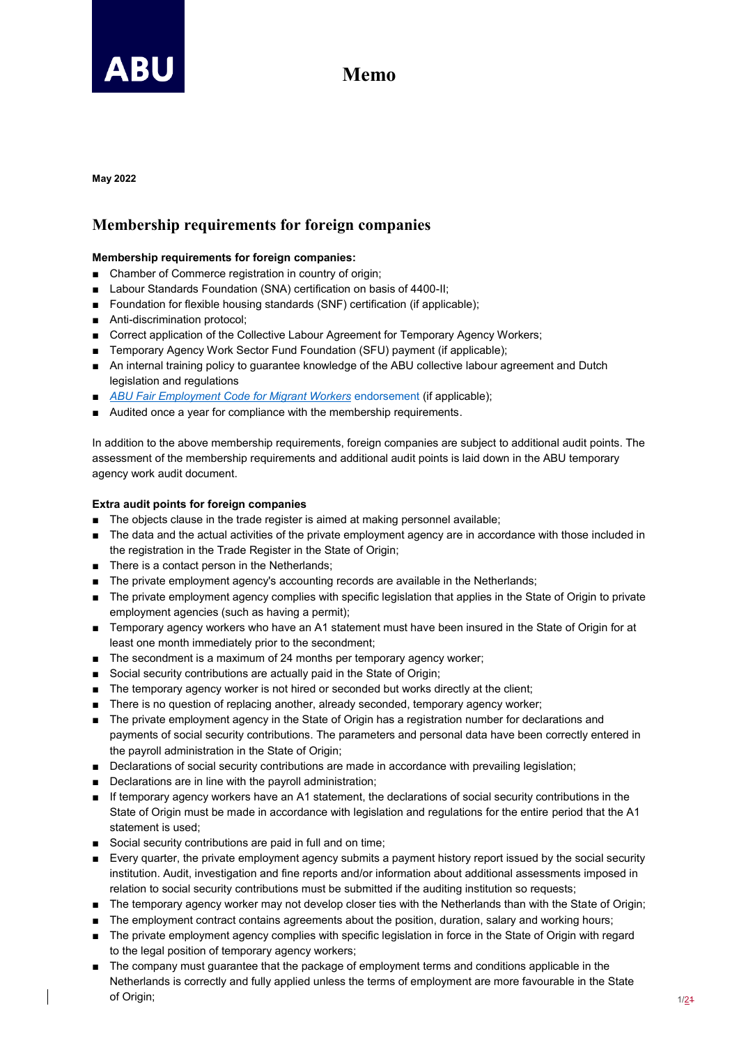ABU

# Memo

**May 2022**

## Membership requirements for foreign companies

**Membership requirements for foreign companies:**

- Chamber of Commerce registration in country of origin;
- Labour Standards Foundation (SNA) certification on basis of 4400-II;
- Foundation for flexible housing standards (SNF) certification (if applicable);
- Anti-discrimination protocol;
- Correct application of the Collective Labour Agreement for Temporary Agency Workers;
- Temporary Agency Work Sector Fund Foundation (SFU) payment (if applicable);
- An internal training policy to guarantee knowledge of the ABU collective labour agreement and Dutch legislation and regulations
- *ABU Fair Employment Code for Migrant Workers* endorsement (if applicable);
- Audited once a year for compliance with the membership requirements.

In addition to the above membership requirements, foreign companies are subject to additional audit points. The assessment of the membership requirements and additional audit points is laid down in the ABU temporary agency work audit document.

**Extra audit points for foreign companies**

- The objects clause in the trade register is aimed at making personnel available;
- The data and the actual activities of the private employment agency are in accordance with those included in the registration in the Trade Register in the State of Origin;
- There is a contact person in the Netherlands;
- The private employment agency's accounting records are available in the Netherlands;
- The private employment agency complies with specific legislation that applies in the State of Origin to private employment agencies (such as having a permit);
- Temporary agency workers who have an A1 statement must have been insured in the State of Origin for at least one month immediately prior to the secondment;
- The secondment is a maximum of 24 months per temporary agency worker;
- Social security contributions are actually paid in the State of Origin;
- The temporary agency worker is not hired or seconded but works directly at the client;
- There is no question of replacing another, already seconded, temporary agency worker;
- The private employment agency in the State of Origin has a registration number for declarations and payments of social security contributions. The parameters and personal data have been correctly entered in the payroll administration in the State of Origin;
- Declarations of social security contributions are made in accordance with prevailing legislation;
- Declarations are in line with the payroll administration;
- If temporary agency workers have an A1 statement, the declarations of social security contributions in the State of Origin must be made in accordance with legislation and regulations for the entire period that the A1 statement is used;
- Social security contributions are paid in full and on time;
- Every quarter, the private employment agency submits a payment history report issued by the social security institution. Audit, investigation and fine reports and/or information about additional assessments imposed in relation to social security contributions must be submitted if the auditing institution so requests;
- The temporary agency worker may not develop closer ties with the Netherlands than with the State of Origin;
- The employment contract contains agreements about the position, duration, salary and working hours;
- The private employment agency complies with specific legislation in force in the State of Origin with regard to the legal position of temporary agency workers;
- The company must guarantee that the package of employment terms and conditions applicable in the Netherlands is correctly and fully applied unless the terms of employment are more favourable in the State of Origin;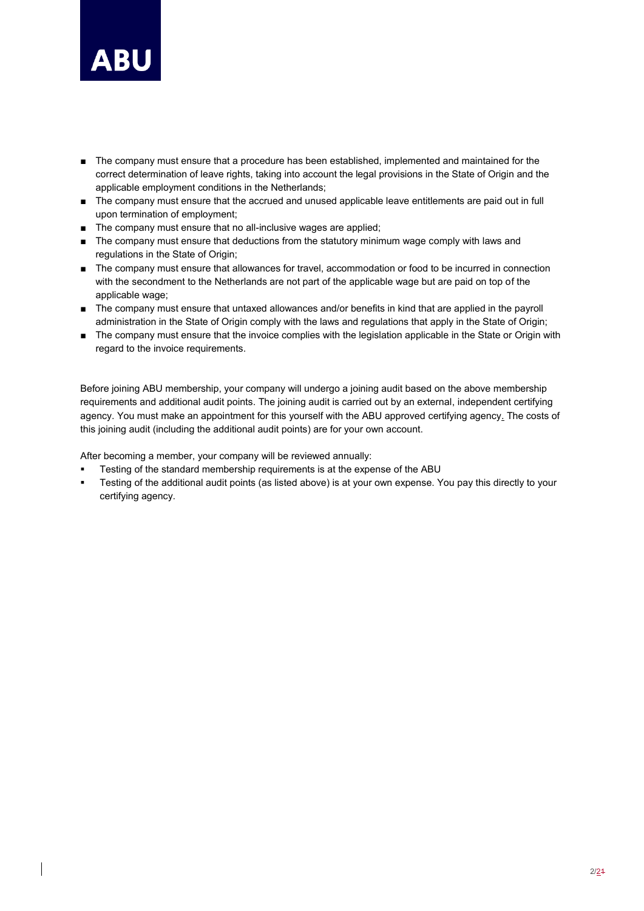- The company must ensure that a procedure has been established, implemented and maintained for the correct determination of leave rights, taking into account the legal provisions in the State of Origin and the applicable employment conditions in the Netherlands;
- The company must ensure that the accrued and unused applicable leave entitlements are paid out in full upon termination of employment;
- The company must ensure that no all-inclusive wages are applied;
- The company must ensure that deductions from the statutory minimum wage comply with laws and regulations in the State of Origin;
- The company must ensure that allowances for travel, accommodation or food to be incurred in connection with the secondment to the Netherlands are not part of the applicable wage but are paid on top of the applicable wage;
- The company must ensure that untaxed allowances and/or benefits in kind that are applied in the payroll administration in the State of Origin comply with the laws and regulations that apply in the State of Origin;
- The company must ensure that the invoice complies with the legislation applicable in the State or Origin with regard to the invoice requirements.

Before joining ABU membership, your company will undergo a joining audit based on the above membership requirements and additional audit points. The joining audit is carried out by an external, independent certifying agency. You must make an appointment for this yourself with the ABU approved certifying agency. The costs of this joining audit (including the additional audit points) are for your own account.

After becoming a member, your company will be reviewed annually:

- Testing of the standard membership requirements is at the expense of the ABU
- Testing of the additional audit points (as listed above) is at your own expense. You pay this directly to your certifying agency.